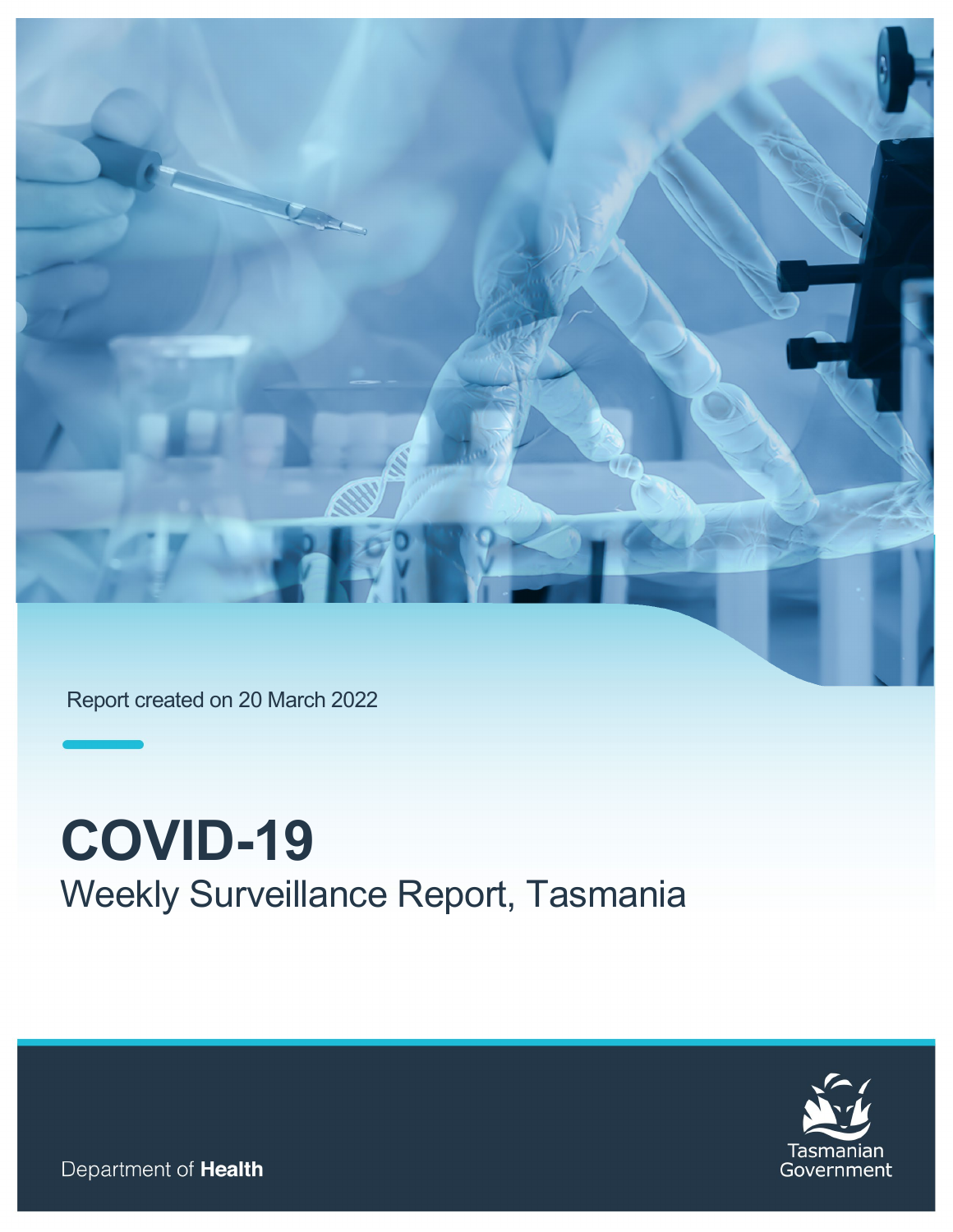Report created on 20 March 2022

# COVID-19

## Weekly Surveillance Report, Tasmania

Department of **Health**

Tasmanian Government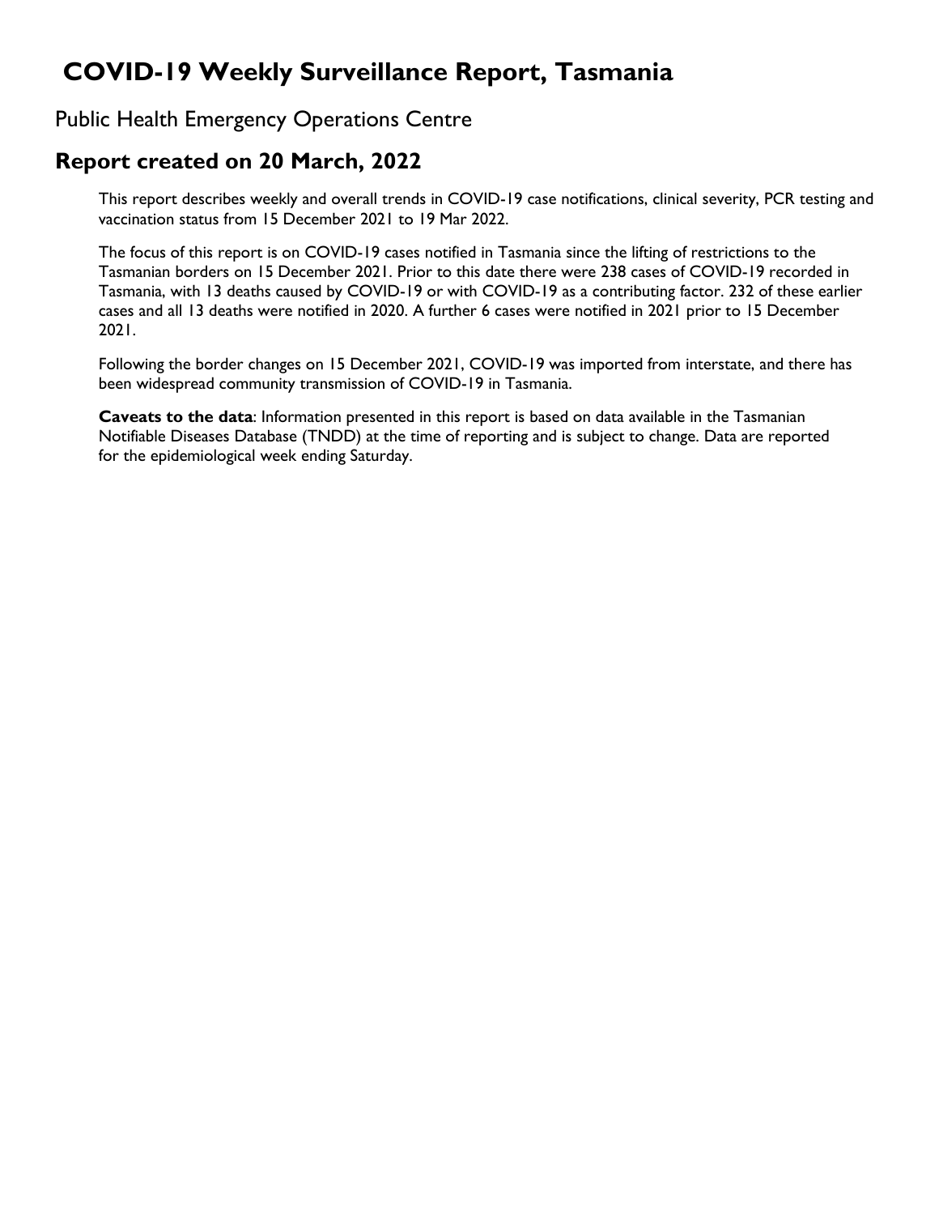# COVID-19 Weekly Surveillance Report, Tasmania

## Public Health Emergency Operations Centre

## Report created on 20 March, 2022

This report describes weekly and overall trends in COVID-19 case notifications, clinical severity, PCR testing and vaccination status from 15 December 2021 to 19 Mar 2022.

The focus of this report is on COVID-19 cases notified in Tasmania since the lifting of restrictions to the Tasmanian borders on 15 December 2021. Prior to this date there were 238 cases of COVID-19 recorded in Tasmania, with 13 deaths caused by COVID-19 or with COVID-19 as a contributing factor. 232 of these earlier cases and all 13 deaths were notified in 2020. A further 6 cases were notified in 2021 prior to 15 December 2021.

Following the border changes on 15 December 2021, COVID-19 was imported from interstate, and there has been widespread community transmission of COVID-19 in Tasmania.

**Caveats to the data**: Information presented in this report is based on data available in the Tasmanian Notifiable Diseases Database (TNDD) at the time of reporting and is subject to change. Data are reported for the epidemiological week ending Saturday.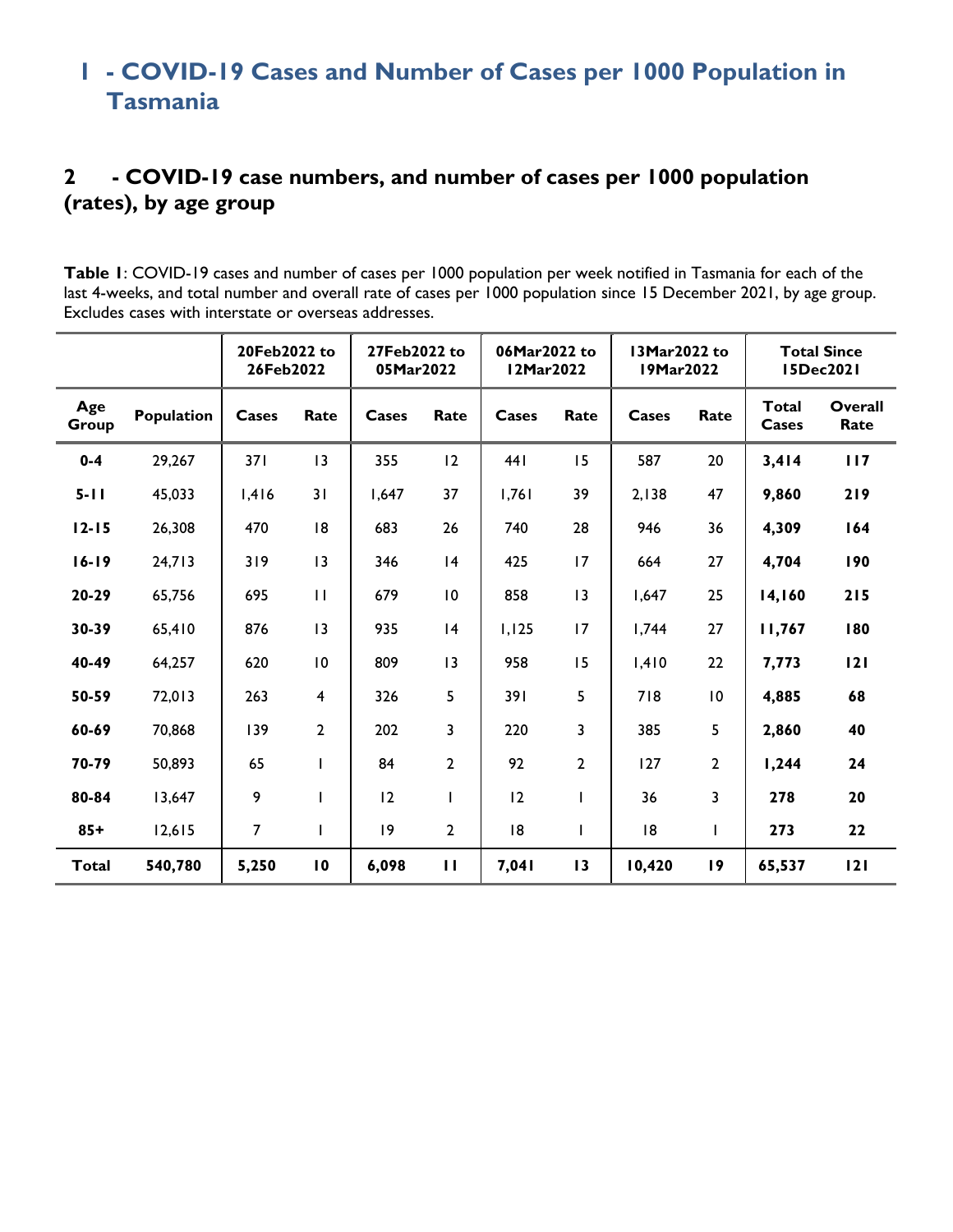# 1 - COVID-19 Cases and Number of Cases per 1000 Population in Tasmania

## 2 - COVID-19 case numbers, and number of cases per 1000 population (rates), by age group

**Table 1**: COVID-19 cases and number of cases per 1000 population per week notified in Tasmania for each of the last 4-weeks, and total number and overall rate of cases per 1000 population since 15 December 2021, by age group. Excludes cases with interstate or overseas addresses.

| | | 20Feb2022 to 26Feb2022 | | 27Feb2022 to 05Mar2022 | | 06Mar2022 to 12Mar2022 | | 13Mar2022 to 19Mar2022 | | Total Since 15Dec2021 | |
|---|---|---|---|---|---|---|---|---|---|---|---|
| **Age Group** | **Population** | **Cases** | **Rate** | **Cases** | **Rate** | **Cases** | **Rate** | **Cases** | **Rate** | **Total Cases** | **Overall Rate** |
| **0-4** | 29,267 | 371 | 13 | 355 | 12 | 441 | 15 | 587 | 20 | **3,414** | **117** |
| **5-11** | 45,033 | 1,416 | 31 | 1,647 | 37 | 1,761 | 39 | 2,138 | 47 | **9,860** | **219** |
| **12-15** | 26,308 | 470 | 18 | 683 | 26 | 740 | 28 | 946 | 36 | **4,309** | **164** |
| **16-19** | 24,713 | 319 | 13 | 346 | 14 | 425 | 17 | 664 | 27 | **4,704** | **190** |
| **20-29** | 65,756 | 695 | 11 | 679 | 10 | 858 | 13 | 1,647 | 25 | **14,160** | **215** |
| **30-39** | 65,410 | 876 | 13 | 935 | 14 | 1,125 | 17 | 1,744 | 27 | **11,767** | **180** |
| **40-49** | 64,257 | 620 | 10 | 809 | 13 | 958 | 15 | 1,410 | 22 | **7,773** | **121** |
| **50-59** | 72,013 | 263 | 4 | 326 | 5 | 391 | 5 | 718 | 10 | **4,885** | **68** |
| **60-69** | 70,868 | 139 | 2 | 202 | 3 | 220 | 3 | 385 | 5 | **2,860** | **40** |
| **70-79** | 50,893 | 65 | 1 | 84 | 2 | 92 | 2 | 127 | 2 | **1,244** | **24** |
| **80-84** | 13,647 | 9 | 1 | 12 | 1 | 12 | 1 | 36 | 3 | **278** | **20** |
| **85+** | 12,615 | 7 | 1 | 19 | 2 | 18 | 1 | 18 | 1 | **273** | **22** |
| **Total** | **540,780** | **5,250** | **10** | **6,098** | **11** | **7,041** | **13** | **10,420** | **19** | **65,537** | **121** |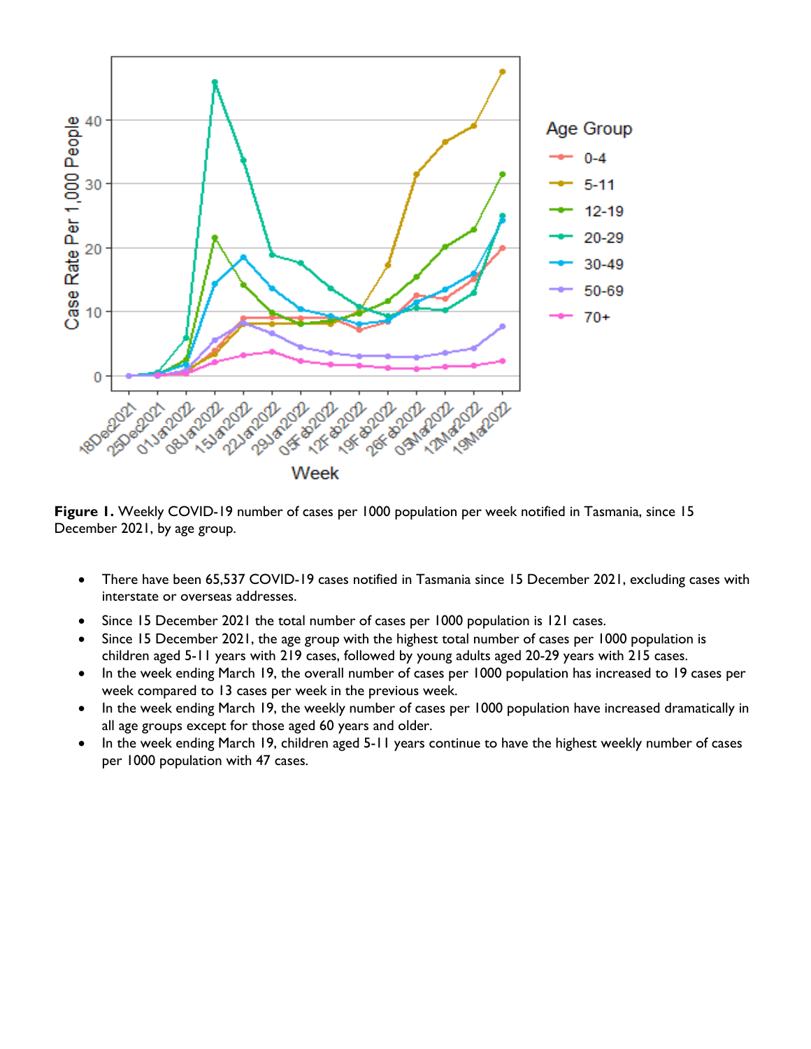**Figure 1.** Weekly COVID-19 number of cases per 1000 population per week notified in Tasmania, since 15 December 2021, by age group.

- There have been 65,537 COVID-19 cases notified in Tasmania since 15 December 2021, excluding cases with interstate or overseas addresses.
- Since 15 December 2021 the total number of cases per 1000 population is 121 cases.
- Since 15 December 2021, the age group with the highest total number of cases per 1000 population is children aged 5-11 years with 219 cases, followed by young adults aged 20-29 years with 215 cases.
- In the week ending March 19, the overall number of cases per 1000 population has increased to 19 cases per week compared to 13 cases per week in the previous week.
- In the week ending March 19, the weekly number of cases per 1000 population have increased dramatically in all age groups except for those aged 60 years and older.
- In the week ending March 19, children aged 5-11 years continue to have the highest weekly number of cases per 1000 population with 47 cases.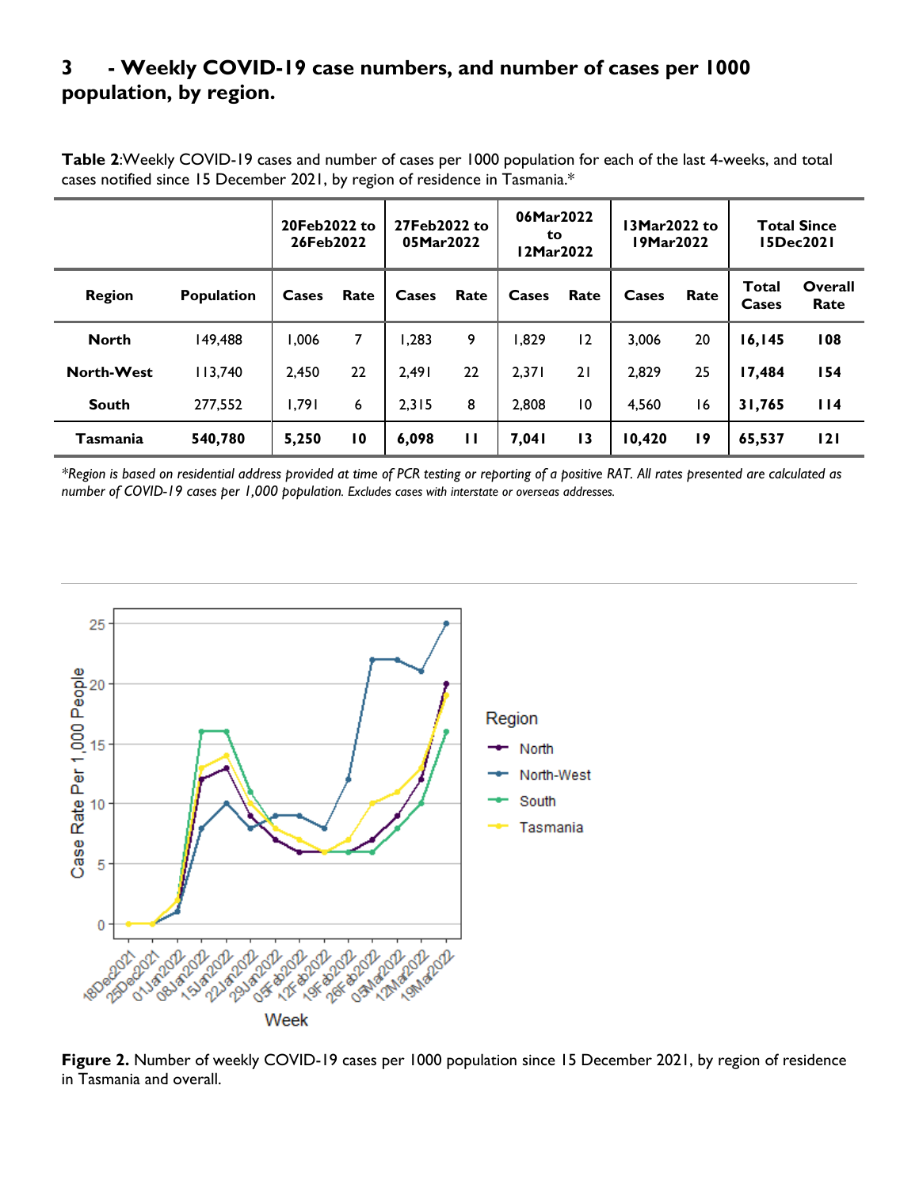## 3 - Weekly COVID-19 case numbers, and number of cases per 1000 population, by region.

**Table 2**:Weekly COVID-19 cases and number of cases per 1000 population for each of the last 4-weeks, and total cases notified since 15 December 2021, by region of residence in Tasmania.*

| | | 20Feb2022 to 26Feb2022 | | 27Feb2022 to 05Mar2022 | | 06Mar2022 to 12Mar2022 | | 13Mar2022 to 19Mar2022 | | Total Since 15Dec2021 | |
|---|---|---|---|---|---|---|---|---|---|---|---|
| **Region** | **Population** | **Cases** | **Rate** | **Cases** | **Rate** | **Cases** | **Rate** | **Cases** | **Rate** | **Total Cases** | **Overall Rate** |
| **North** | 149,488 | 1,006 | 7 | 1,283 | 9 | 1,829 | 12 | 3,006 | 20 | **16,145** | **108** |
| **North-West** | 113,740 | 2,450 | 22 | 2,491 | 22 | 2,371 | 21 | 2,829 | 25 | **17,484** | **154** |
| **South** | 277,552 | 1,791 | 6 | 2,315 | 8 | 2,808 | 10 | 4,560 | 16 | **31,765** | **114** |
| **Tasmania** | **540,780** | **5,250** | **10** | **6,098** | **11** | **7,041** | **13** | **10,420** | **19** | **65,537** | **121** |

*\*Region is based on residential address provided at time of PCR testing or reporting of a positive RAT. All rates presented are calculated as number of COVID-19 cases per 1,000 population.* *Excludes cases with interstate or overseas addresses.*

**Figure 2.** Number of weekly COVID-19 cases per 1000 population since 15 December 2021, by region of residence in Tasmania and overall.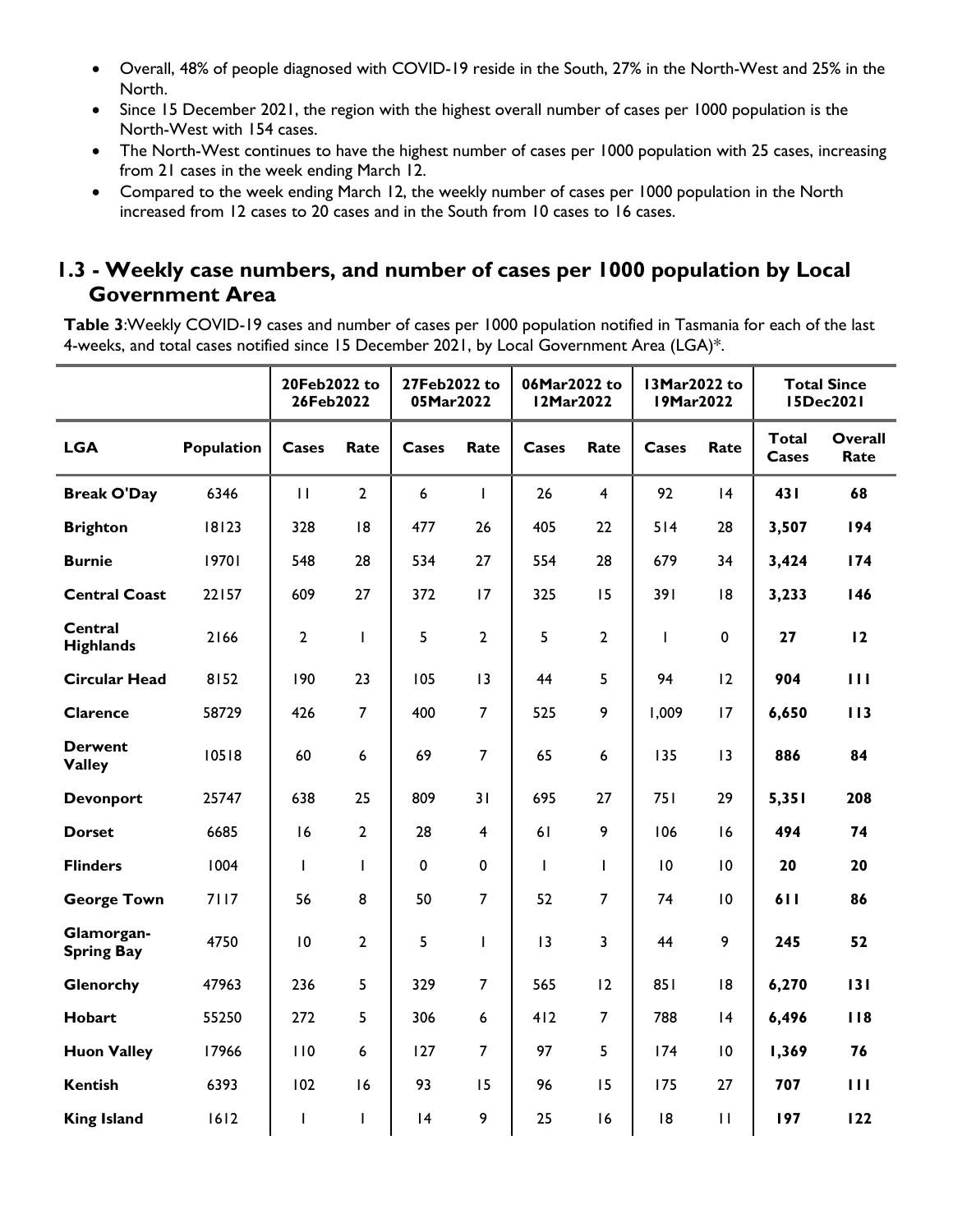- Overall, 48% of people diagnosed with COVID-19 reside in the South, 27% in the North-West and 25% in the North.
- Since 15 December 2021, the region with the highest overall number of cases per 1000 population is the North-West with 154 cases.
- The North-West continues to have the highest number of cases per 1000 population with 25 cases, increasing from 21 cases in the week ending March 12.
- Compared to the week ending March 12, the weekly number of cases per 1000 population in the North increased from 12 cases to 20 cases and in the South from 10 cases to 16 cases.

## 1.3 - Weekly case numbers, and number of cases per 1000 population by Local Government Area

**Table 3**:Weekly COVID-19 cases and number of cases per 1000 population notified in Tasmania for each of the last 4-weeks, and total cases notified since 15 December 2021, by Local Government Area (LGA)*.

| | | 20Feb2022 to 26Feb2022 | | 27Feb2022 to 05Mar2022 | | 06Mar2022 to 12Mar2022 | | 13Mar2022 to 19Mar2022 | | Total Since 15Dec2021 | |
|---|---|---|---|---|---|---|---|---|---|---|---|
| **LGA** | **Population** | **Cases** | **Rate** | **Cases** | **Rate** | **Cases** | **Rate** | **Cases** | **Rate** | **Total Cases** | **Overall Rate** |
| **Break O'Day** | 6346 | 11 | 2 | 6 | 1 | 26 | 4 | 92 | 14 | **431** | **68** |
| **Brighton** | 18123 | 328 | 18 | 477 | 26 | 405 | 22 | 514 | 28 | **3,507** | **194** |
| **Burnie** | 19701 | 548 | 28 | 534 | 27 | 554 | 28 | 679 | 34 | **3,424** | **174** |
| **Central Coast** | 22157 | 609 | 27 | 372 | 17 | 325 | 15 | 391 | 18 | **3,233** | **146** |
| **Central Highlands** | 2166 | 2 | 1 | 5 | 2 | 5 | 2 | 1 | 0 | **27** | **12** |
| **Circular Head** | 8152 | 190 | 23 | 105 | 13 | 44 | 5 | 94 | 12 | **904** | **111** |
| **Clarence** | 58729 | 426 | 7 | 400 | 7 | 525 | 9 | 1,009 | 17 | **6,650** | **113** |
| **Derwent Valley** | 10518 | 60 | 6 | 69 | 7 | 65 | 6 | 135 | 13 | **886** | **84** |
| **Devonport** | 25747 | 638 | 25 | 809 | 31 | 695 | 27 | 751 | 29 | **5,351** | **208** |
| **Dorset** | 6685 | 16 | 2 | 28 | 4 | 61 | 9 | 106 | 16 | **494** | **74** |
| **Flinders** | 1004 | 1 | 1 | 0 | 0 | 1 | 1 | 10 | 10 | **20** | **20** |
| **George Town** | 7117 | 56 | 8 | 50 | 7 | 52 | 7 | 74 | 10 | **611** | **86** |
| **Glamorgan-Spring Bay** | 4750 | 10 | 2 | 5 | 1 | 13 | 3 | 44 | 9 | **245** | **52** |
| **Glenorchy** | 47963 | 236 | 5 | 329 | 7 | 565 | 12 | 851 | 18 | **6,270** | **131** |
| **Hobart** | 55250 | 272 | 5 | 306 | 6 | 412 | 7 | 788 | 14 | **6,496** | **118** |
| **Huon Valley** | 17966 | 110 | 6 | 127 | 7 | 97 | 5 | 174 | 10 | **1,369** | **76** |
| **Kentish** | 6393 | 102 | 16 | 93 | 15 | 96 | 15 | 175 | 27 | **707** | **111** |
| **King Island** | 1612 | 1 | 1 | 14 | 9 | 25 | 16 | 18 | 11 | **197** | **122** |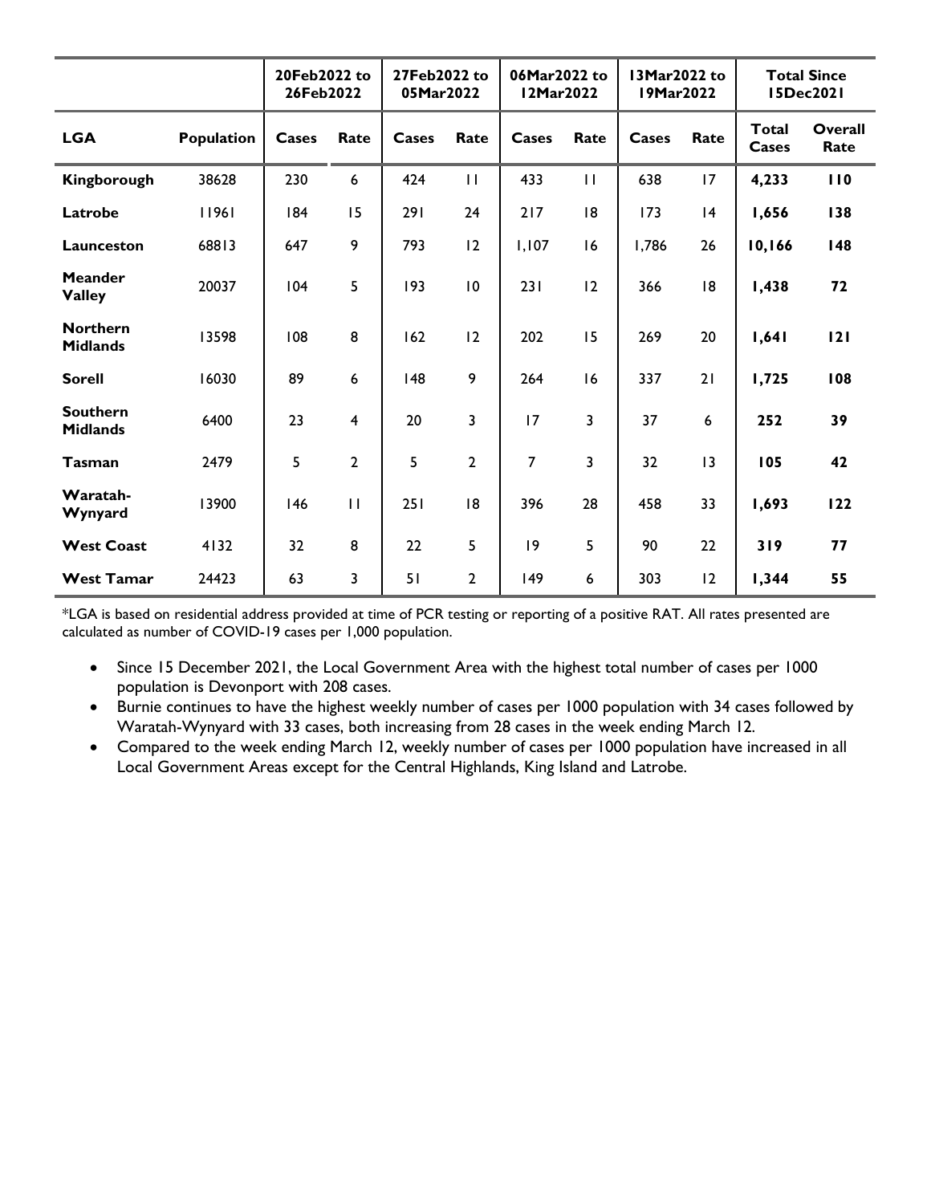| | | 20Feb2022 to 26Feb2022 | | 27Feb2022 to 05Mar2022 | | 06Mar2022 to 12Mar2022 | | 13Mar2022 to 19Mar2022 | | Total Since 15Dec2021 | |
|---|---|---|---|---|---|---|---|---|---|---|---|
| **LGA** | **Population** | **Cases** | **Rate** | **Cases** | **Rate** | **Cases** | **Rate** | **Cases** | **Rate** | **Total Cases** | **Overall Rate** |
| **Kingborough** | 38628 | 230 | 6 | 424 | 11 | 433 | 11 | 638 | 17 | **4,233** | **110** |
| **Latrobe** | 11961 | 184 | 15 | 291 | 24 | 217 | 18 | 173 | 14 | **1,656** | **138** |
| **Launceston** | 68813 | 647 | 9 | 793 | 12 | 1,107 | 16 | 1,786 | 26 | **10,166** | **148** |
| **Meander Valley** | 20037 | 104 | 5 | 193 | 10 | 231 | 12 | 366 | 18 | **1,438** | **72** |
| **Northern Midlands** | 13598 | 108 | 8 | 162 | 12 | 202 | 15 | 269 | 20 | **1,641** | **121** |
| **Sorell** | 16030 | 89 | 6 | 148 | 9 | 264 | 16 | 337 | 21 | **1,725** | **108** |
| **Southern Midlands** | 6400 | 23 | 4 | 20 | 3 | 17 | 3 | 37 | 6 | **252** | **39** |
| **Tasman** | 2479 | 5 | 2 | 5 | 2 | 7 | 3 | 32 | 13 | **105** | **42** |
| **Waratah-Wynyard** | 13900 | 146 | 11 | 251 | 18 | 396 | 28 | 458 | 33 | **1,693** | **122** |
| **West Coast** | 4132 | 32 | 8 | 22 | 5 | 19 | 5 | 90 | 22 | **319** | **77** |
| **West Tamar** | 24423 | 63 | 3 | 51 | 2 | 149 | 6 | 303 | 12 | **1,344** | **55** |

*LGA is based on residential address provided at time of PCR testing or reporting of a positive RAT. All rates presented are calculated as number of COVID-19 cases per 1,000 population.

- Since 15 December 2021, the Local Government Area with the highest total number of cases per 1000 population is Devonport with 208 cases.
- Burnie continues to have the highest weekly number of cases per 1000 population with 34 cases followed by Waratah-Wynyard with 33 cases, both increasing from 28 cases in the week ending March 12.
- Compared to the week ending March 12, weekly number of cases per 1000 population have increased in all Local Government Areas except for the Central Highlands, King Island and Latrobe.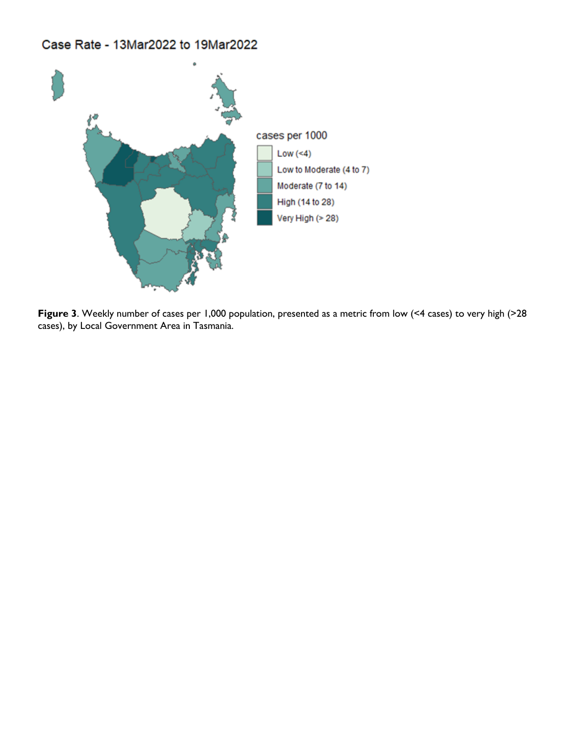Case Rate - 13Mar2022 to 19Mar2022

cases per 1000

- Low (<4)
- Low to Moderate (4 to 7)
- Moderate (7 to 14)
- High (14 to 28)
- Very High (> 28)

**Figure 3**. Weekly number of cases per 1,000 population, presented as a metric from low (<4 cases) to very high (>28 cases), by Local Government Area in Tasmania.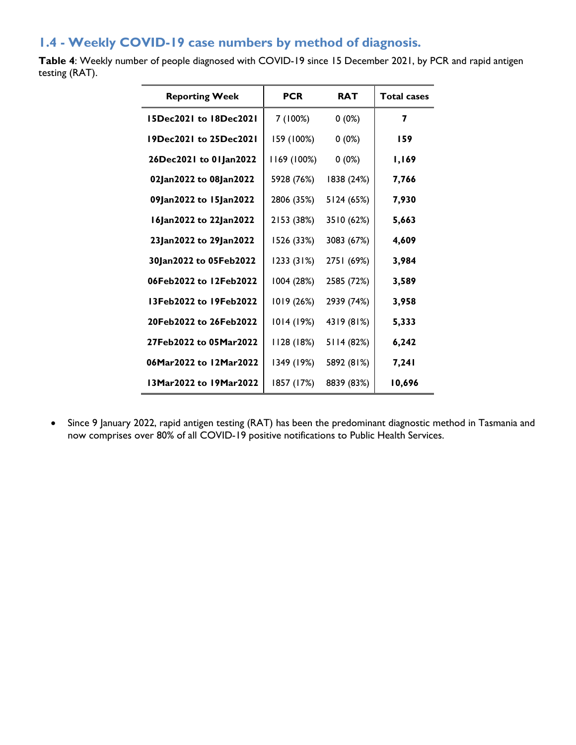## 1.4 - Weekly COVID-19 case numbers by method of diagnosis.

**Table 4**: Weekly number of people diagnosed with COVID-19 since 15 December 2021, by PCR and rapid antigen testing (RAT).

| Reporting Week | PCR | RAT | Total cases |
|---|---|---|---|
| **15Dec2021 to 18Dec2021** | 7 (100%) | 0 (0%) | **7** |
| **19Dec2021 to 25Dec2021** | 159 (100%) | 0 (0%) | **159** |
| **26Dec2021 to 01Jan2022** | 1169 (100%) | 0 (0%) | **1,169** |
| **02Jan2022 to 08Jan2022** | 5928 (76%) | 1838 (24%) | **7,766** |
| **09Jan2022 to 15Jan2022** | 2806 (35%) | 5124 (65%) | **7,930** |
| **16Jan2022 to 22Jan2022** | 2153 (38%) | 3510 (62%) | **5,663** |
| **23Jan2022 to 29Jan2022** | 1526 (33%) | 3083 (67%) | **4,609** |
| **30Jan2022 to 05Feb2022** | 1233 (31%) | 2751 (69%) | **3,984** |
| **06Feb2022 to 12Feb2022** | 1004 (28%) | 2585 (72%) | **3,589** |
| **13Feb2022 to 19Feb2022** | 1019 (26%) | 2939 (74%) | **3,958** |
| **20Feb2022 to 26Feb2022** | 1014 (19%) | 4319 (81%) | **5,333** |
| **27Feb2022 to 05Mar2022** | 1128 (18%) | 5114 (82%) | **6,242** |
| **06Mar2022 to 12Mar2022** | 1349 (19%) | 5892 (81%) | **7,241** |
| **13Mar2022 to 19Mar2022** | 1857 (17%) | 8839 (83%) | **10,696** |

- Since 9 January 2022, rapid antigen testing (RAT) has been the predominant diagnostic method in Tasmania and now comprises over 80% of all COVID-19 positive notifications to Public Health Services.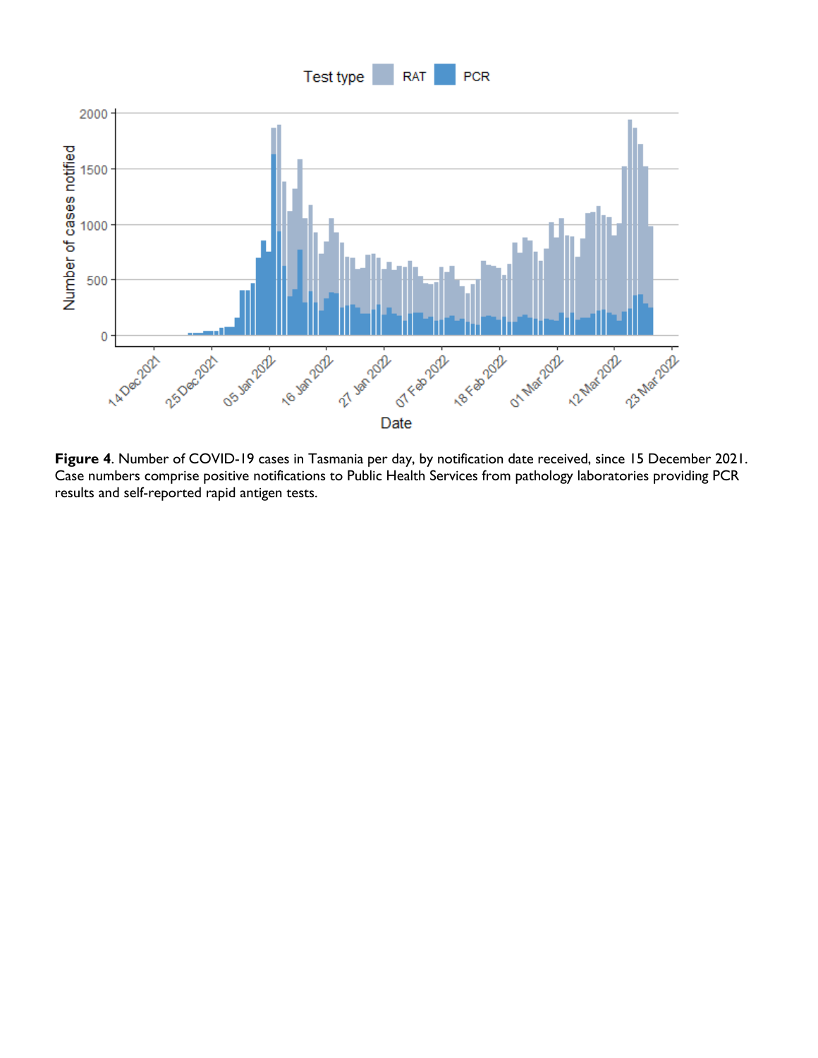**Figure 4**. Number of COVID-19 cases in Tasmania per day, by notification date received, since 15 December 2021. Case numbers comprise positive notifications to Public Health Services from pathology laboratories providing PCR results and self-reported rapid antigen tests.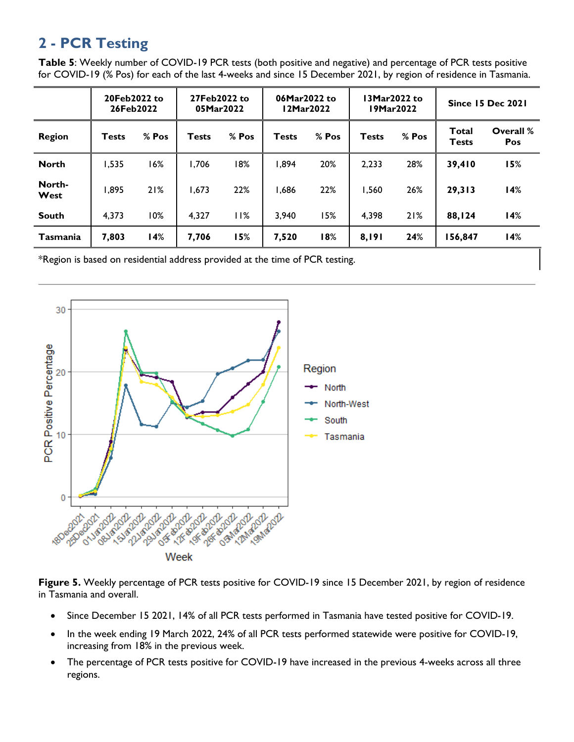## 2 - PCR Testing

**Table 5**: Weekly number of COVID-19 PCR tests (both positive and negative) and percentage of PCR tests positive for COVID-19 (% Pos) for each of the last 4-weeks and since 15 December 2021, by region of residence in Tasmania.

| | 20Feb2022 to 26Feb2022 | | 27Feb2022 to 05Mar2022 | | 06Mar2022 to 12Mar2022 | | 13Mar2022 to 19Mar2022 | | Since 15 Dec 2021 | |
|---|---|---|---|---|---|---|---|---|---|---|
| **Region** | **Tests** | **% Pos** | **Tests** | **% Pos** | **Tests** | **% Pos** | **Tests** | **% Pos** | **Total Tests** | **Overall % Pos** |
| **North** | 1,535 | 16% | 1,706 | 18% | 1,894 | 20% | 2,233 | 28% | **39,410** | **15%** |
| **North-West** | 1,895 | 21% | 1,673 | 22% | 1,686 | 22% | 1,560 | 26% | **29,313** | **14%** |
| **South** | 4,373 | 10% | 4,327 | 11% | 3,940 | 15% | 4,398 | 21% | **88,124** | **14%** |
| **Tasmania** | **7,803** | **14%** | **7,706** | **15%** | **7,520** | **18%** | **8,191** | **24%** | **156,847** | **14%** |

*Region is based on residential address provided at the time of PCR testing.

**Figure 5.** Weekly percentage of PCR tests positive for COVID-19 since 15 December 2021, by region of residence in Tasmania and overall.

- Since December 15 2021, 14% of all PCR tests performed in Tasmania have tested positive for COVID-19.
- In the week ending 19 March 2022, 24% of all PCR tests performed statewide were positive for COVID-19, increasing from 18% in the previous week.
- The percentage of PCR tests positive for COVID-19 have increased in the previous 4-weeks across all three regions.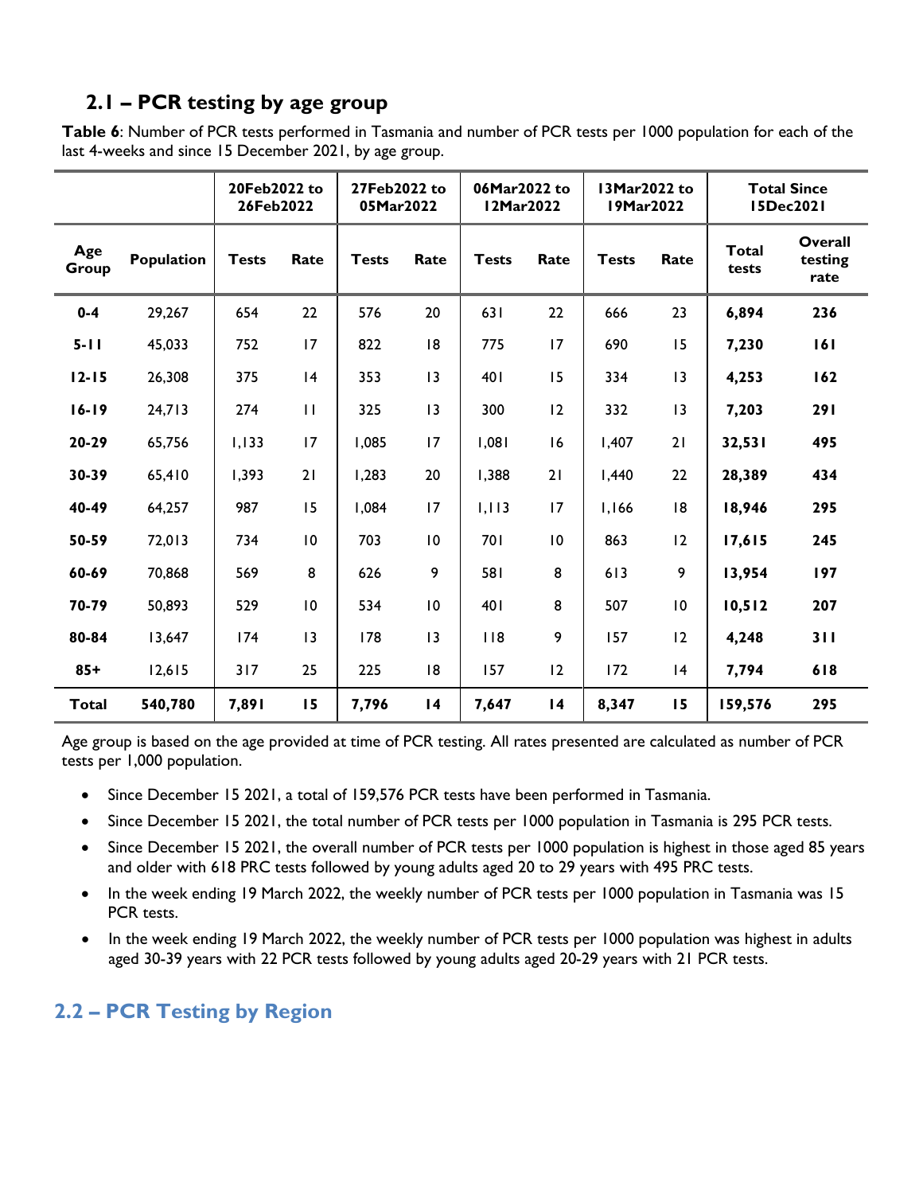## 2.1 – PCR testing by age group

**Table 6**: Number of PCR tests performed in Tasmania and number of PCR tests per 1000 population for each of the last 4-weeks and since 15 December 2021, by age group.

| | | 20Feb2022 to 26Feb2022 | | 27Feb2022 to 05Mar2022 | | 06Mar2022 to 12Mar2022 | | 13Mar2022 to 19Mar2022 | | Total Since 15Dec2021 | |
|---|---|---|---|---|---|---|---|---|---|---|---|
| **Age Group** | **Population** | **Tests** | **Rate** | **Tests** | **Rate** | **Tests** | **Rate** | **Tests** | **Rate** | **Total tests** | **Overall testing rate** |
| **0-4** | 29,267 | 654 | 22 | 576 | 20 | 631 | 22 | 666 | 23 | **6,894** | **236** |
| **5-11** | 45,033 | 752 | 17 | 822 | 18 | 775 | 17 | 690 | 15 | **7,230** | **161** |
| **12-15** | 26,308 | 375 | 14 | 353 | 13 | 401 | 15 | 334 | 13 | **4,253** | **162** |
| **16-19** | 24,713 | 274 | 11 | 325 | 13 | 300 | 12 | 332 | 13 | **7,203** | **291** |
| **20-29** | 65,756 | 1,133 | 17 | 1,085 | 17 | 1,081 | 16 | 1,407 | 21 | **32,531** | **495** |
| **30-39** | 65,410 | 1,393 | 21 | 1,283 | 20 | 1,388 | 21 | 1,440 | 22 | **28,389** | **434** |
| **40-49** | 64,257 | 987 | 15 | 1,084 | 17 | 1,113 | 17 | 1,166 | 18 | **18,946** | **295** |
| **50-59** | 72,013 | 734 | 10 | 703 | 10 | 701 | 10 | 863 | 12 | **17,615** | **245** |
| **60-69** | 70,868 | 569 | 8 | 626 | 9 | 581 | 8 | 613 | 9 | **13,954** | **197** |
| **70-79** | 50,893 | 529 | 10 | 534 | 10 | 401 | 8 | 507 | 10 | **10,512** | **207** |
| **80-84** | 13,647 | 174 | 13 | 178 | 13 | 118 | 9 | 157 | 12 | **4,248** | **311** |
| **85+** | 12,615 | 317 | 25 | 225 | 18 | 157 | 12 | 172 | 14 | **7,794** | **618** |
| **Total** | **540,780** | **7,891** | **15** | **7,796** | **14** | **7,647** | **14** | **8,347** | **15** | **159,576** | **295** |

Age group is based on the age provided at time of PCR testing. All rates presented are calculated as number of PCR tests per 1,000 population.

- Since December 15 2021, a total of 159,576 PCR tests have been performed in Tasmania.
- Since December 15 2021, the total number of PCR tests per 1000 population in Tasmania is 295 PCR tests.
- Since December 15 2021, the overall number of PCR tests per 1000 population is highest in those aged 85 years and older with 618 PRC tests followed by young adults aged 20 to 29 years with 495 PRC tests.
- In the week ending 19 March 2022, the weekly number of PCR tests per 1000 population in Tasmania was 15 PCR tests.
- In the week ending 19 March 2022, the weekly number of PCR tests per 1000 population was highest in adults aged 30-39 years with 22 PCR tests followed by young adults aged 20-29 years with 21 PCR tests.

## 2.2 – PCR Testing by Region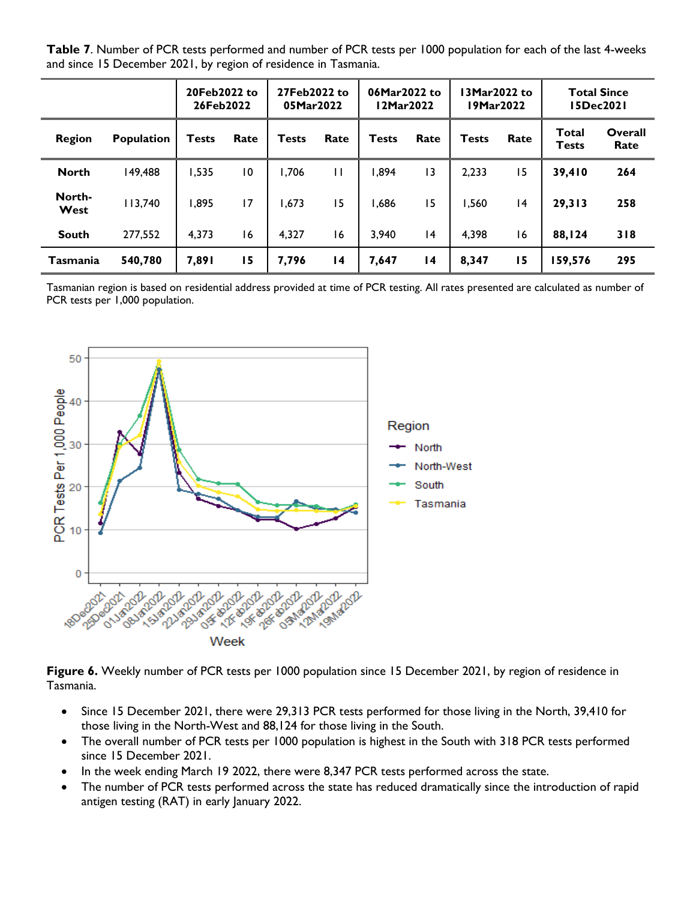**Table 7**. Number of PCR tests performed and number of PCR tests per 1000 population for each of the last 4-weeks and since 15 December 2021, by region of residence in Tasmania.

| | | 20Feb2022 to 26Feb2022 | | 27Feb2022 to 05Mar2022 | | 06Mar2022 to 12Mar2022 | | 13Mar2022 to 19Mar2022 | | Total Since 15Dec2021 | |
|---|---|---|---|---|---|---|---|---|---|---|---|
| **Region** | **Population** | **Tests** | **Rate** | **Tests** | **Rate** | **Tests** | **Rate** | **Tests** | **Rate** | **Total Tests** | **Overall Rate** |
| **North** | 149,488 | 1,535 | 10 | 1,706 | 11 | 1,894 | 13 | 2,233 | 15 | **39,410** | **264** |
| **North-West** | 113,740 | 1,895 | 17 | 1,673 | 15 | 1,686 | 15 | 1,560 | 14 | **29,313** | **258** |
| **South** | 277,552 | 4,373 | 16 | 4,327 | 16 | 3,940 | 14 | 4,398 | 16 | **88,124** | **318** |
| **Tasmania** | **540,780** | **7,891** | **15** | **7,796** | **14** | **7,647** | **14** | **8,347** | **15** | **159,576** | **295** |

Tasmanian region is based on residential address provided at time of PCR testing. All rates presented are calculated as number of PCR tests per 1,000 population.

**Figure 6.** Weekly number of PCR tests per 1000 population since 15 December 2021, by region of residence in Tasmania.

- Since 15 December 2021, there were 29,313 PCR tests performed for those living in the North, 39,410 for those living in the North-West and 88,124 for those living in the South.
- The overall number of PCR tests per 1000 population is highest in the South with 318 PCR tests performed since 15 December 2021.
- In the week ending March 19 2022, there were 8,347 PCR tests performed across the state.
- The number of PCR tests performed across the state has reduced dramatically since the introduction of rapid antigen testing (RAT) in early January 2022.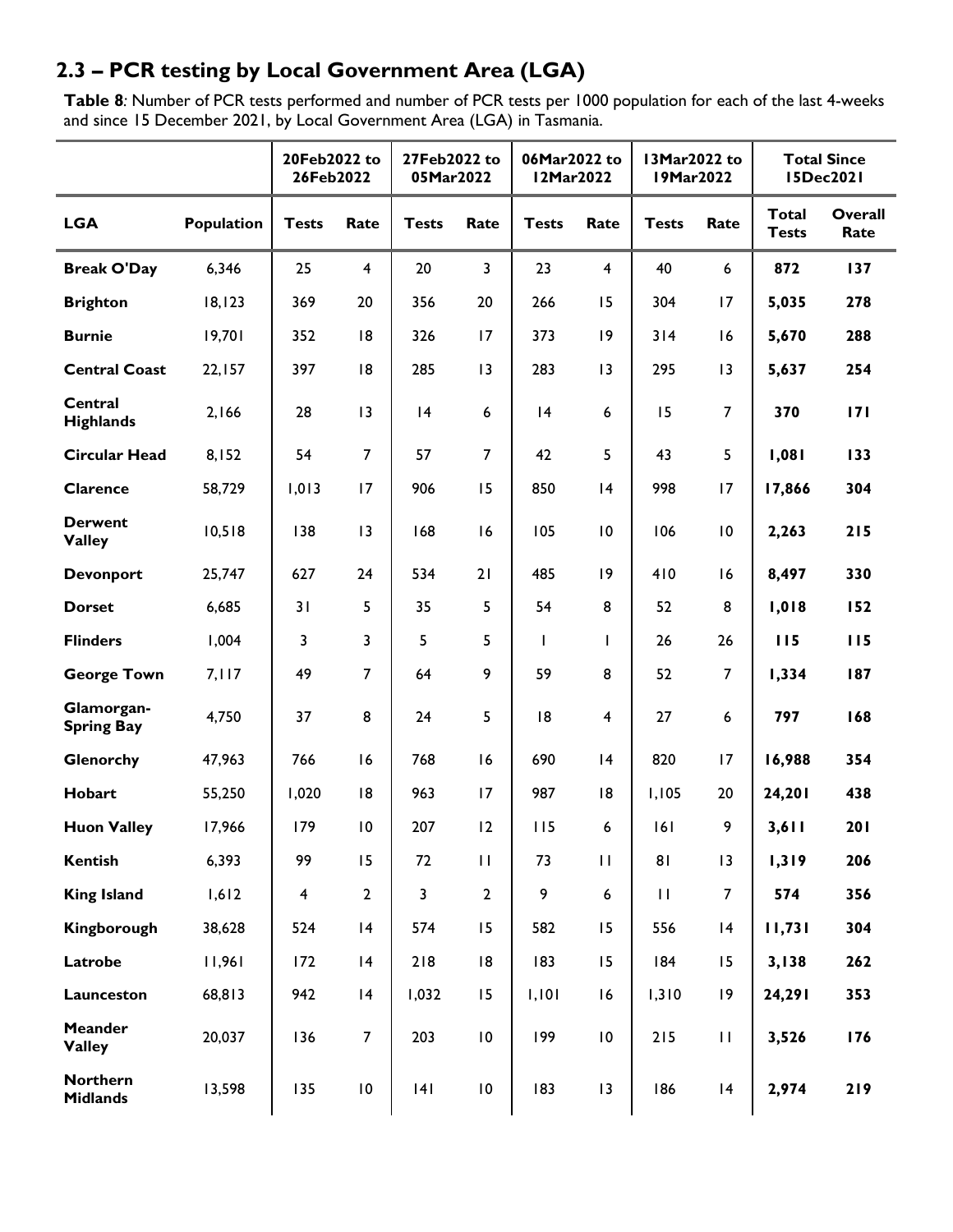## 2.3 – PCR testing by Local Government Area (LGA)

**Table 8**: Number of PCR tests performed and number of PCR tests per 1000 population for each of the last 4-weeks and since 15 December 2021, by Local Government Area (LGA) in Tasmania.

| | | 20Feb2022 to 26Feb2022 | | 27Feb2022 to 05Mar2022 | | 06Mar2022 to 12Mar2022 | | 13Mar2022 to 19Mar2022 | | Total Since 15Dec2021 | |
|---|---|---|---|---|---|---|---|---|---|---|---|
| **LGA** | **Population** | **Tests** | **Rate** | **Tests** | **Rate** | **Tests** | **Rate** | **Tests** | **Rate** | **Total Tests** | **Overall Rate** |
| **Break O'Day** | 6,346 | 25 | 4 | 20 | 3 | 23 | 4 | 40 | 6 | **872** | **137** |
| **Brighton** | 18,123 | 369 | 20 | 356 | 20 | 266 | 15 | 304 | 17 | **5,035** | **278** |
| **Burnie** | 19,701 | 352 | 18 | 326 | 17 | 373 | 19 | 314 | 16 | **5,670** | **288** |
| **Central Coast** | 22,157 | 397 | 18 | 285 | 13 | 283 | 13 | 295 | 13 | **5,637** | **254** |
| **Central Highlands** | 2,166 | 28 | 13 | 14 | 6 | 14 | 6 | 15 | 7 | **370** | **171** |
| **Circular Head** | 8,152 | 54 | 7 | 57 | 7 | 42 | 5 | 43 | 5 | **1,081** | **133** |
| **Clarence** | 58,729 | 1,013 | 17 | 906 | 15 | 850 | 14 | 998 | 17 | **17,866** | **304** |
| **Derwent Valley** | 10,518 | 138 | 13 | 168 | 16 | 105 | 10 | 106 | 10 | **2,263** | **215** |
| **Devonport** | 25,747 | 627 | 24 | 534 | 21 | 485 | 19 | 410 | 16 | **8,497** | **330** |
| **Dorset** | 6,685 | 31 | 5 | 35 | 5 | 54 | 8 | 52 | 8 | **1,018** | **152** |
| **Flinders** | 1,004 | 3 | 3 | 5 | 5 | 1 | 1 | 26 | 26 | **115** | **115** |
| **George Town** | 7,117 | 49 | 7 | 64 | 9 | 59 | 8 | 52 | 7 | **1,334** | **187** |
| **Glamorgan-Spring Bay** | 4,750 | 37 | 8 | 24 | 5 | 18 | 4 | 27 | 6 | **797** | **168** |
| **Glenorchy** | 47,963 | 766 | 16 | 768 | 16 | 690 | 14 | 820 | 17 | **16,988** | **354** |
| **Hobart** | 55,250 | 1,020 | 18 | 963 | 17 | 987 | 18 | 1,105 | 20 | **24,201** | **438** |
| **Huon Valley** | 17,966 | 179 | 10 | 207 | 12 | 115 | 6 | 161 | 9 | **3,611** | **201** |
| **Kentish** | 6,393 | 99 | 15 | 72 | 11 | 73 | 11 | 81 | 13 | **1,319** | **206** |
| **King Island** | 1,612 | 4 | 2 | 3 | 2 | 9 | 6 | 11 | 7 | **574** | **356** |
| **Kingborough** | 38,628 | 524 | 14 | 574 | 15 | 582 | 15 | 556 | 14 | **11,731** | **304** |
| **Latrobe** | 11,961 | 172 | 14 | 218 | 18 | 183 | 15 | 184 | 15 | **3,138** | **262** |
| **Launceston** | 68,813 | 942 | 14 | 1,032 | 15 | 1,101 | 16 | 1,310 | 19 | **24,291** | **353** |
| **Meander Valley** | 20,037 | 136 | 7 | 203 | 10 | 199 | 10 | 215 | 11 | **3,526** | **176** |
| **Northern Midlands** | 13,598 | 135 | 10 | 141 | 10 | 183 | 13 | 186 | 14 | **2,974** | **219** |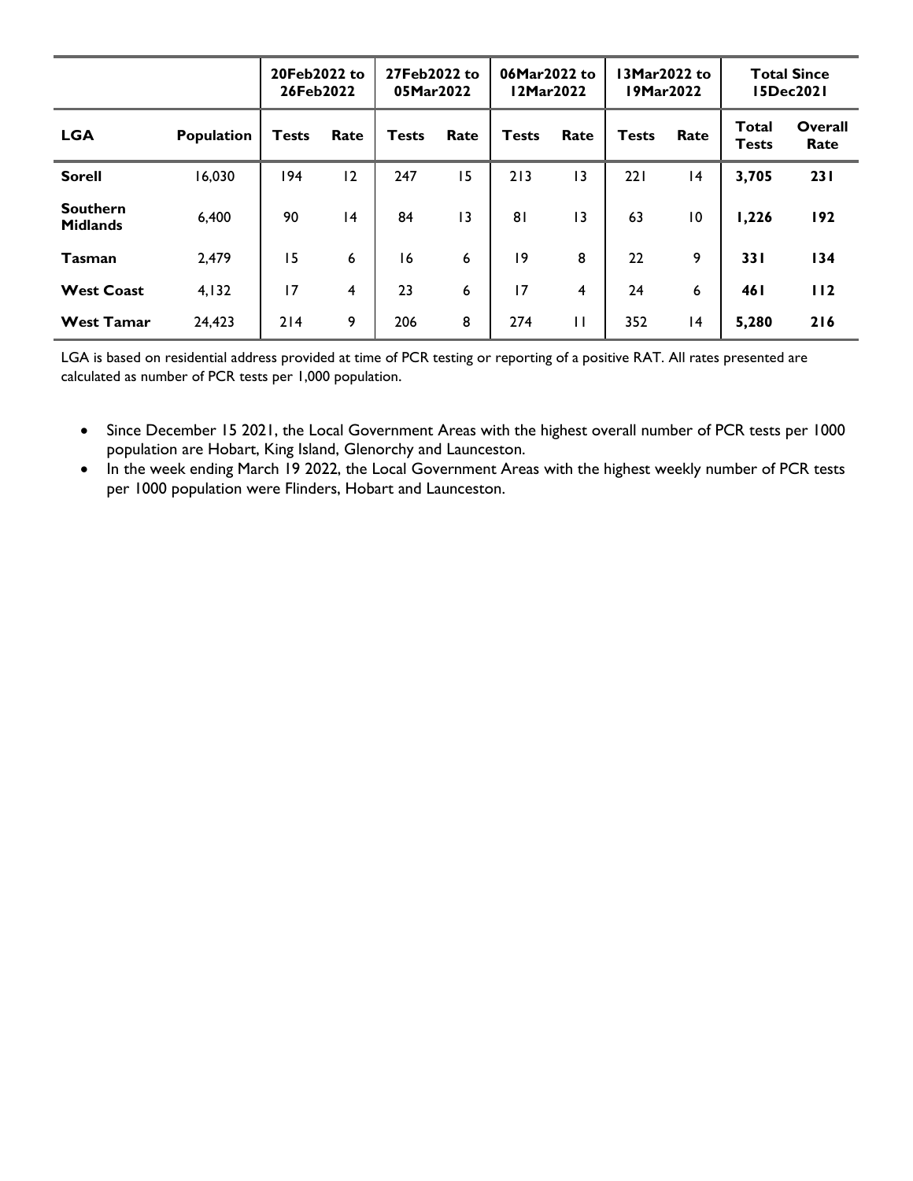| | | 20Feb2022 to 26Feb2022 | | 27Feb2022 to 05Mar2022 | | 06Mar2022 to 12Mar2022 | | 13Mar2022 to 19Mar2022 | | Total Since 15Dec2021 | |
|---|---|---|---|---|---|---|---|---|---|---|---|
| **LGA** | **Population** | **Tests** | **Rate** | **Tests** | **Rate** | **Tests** | **Rate** | **Tests** | **Rate** | **Total Tests** | **Overall Rate** |
| **Sorell** | 16,030 | 194 | 12 | 247 | 15 | 213 | 13 | 221 | 14 | **3,705** | **231** |
| **Southern Midlands** | 6,400 | 90 | 14 | 84 | 13 | 81 | 13 | 63 | 10 | **1,226** | **192** |
| **Tasman** | 2,479 | 15 | 6 | 16 | 6 | 19 | 8 | 22 | 9 | **331** | **134** |
| **West Coast** | 4,132 | 17 | 4 | 23 | 6 | 17 | 4 | 24 | 6 | **461** | **112** |
| **West Tamar** | 24,423 | 214 | 9 | 206 | 8 | 274 | 11 | 352 | 14 | **5,280** | **216** |

LGA is based on residential address provided at time of PCR testing or reporting of a positive RAT. All rates presented are calculated as number of PCR tests per 1,000 population.

- Since December 15 2021, the Local Government Areas with the highest overall number of PCR tests per 1000 population are Hobart, King Island, Glenorchy and Launceston.
- In the week ending March 19 2022, the Local Government Areas with the highest weekly number of PCR tests per 1000 population were Flinders, Hobart and Launceston.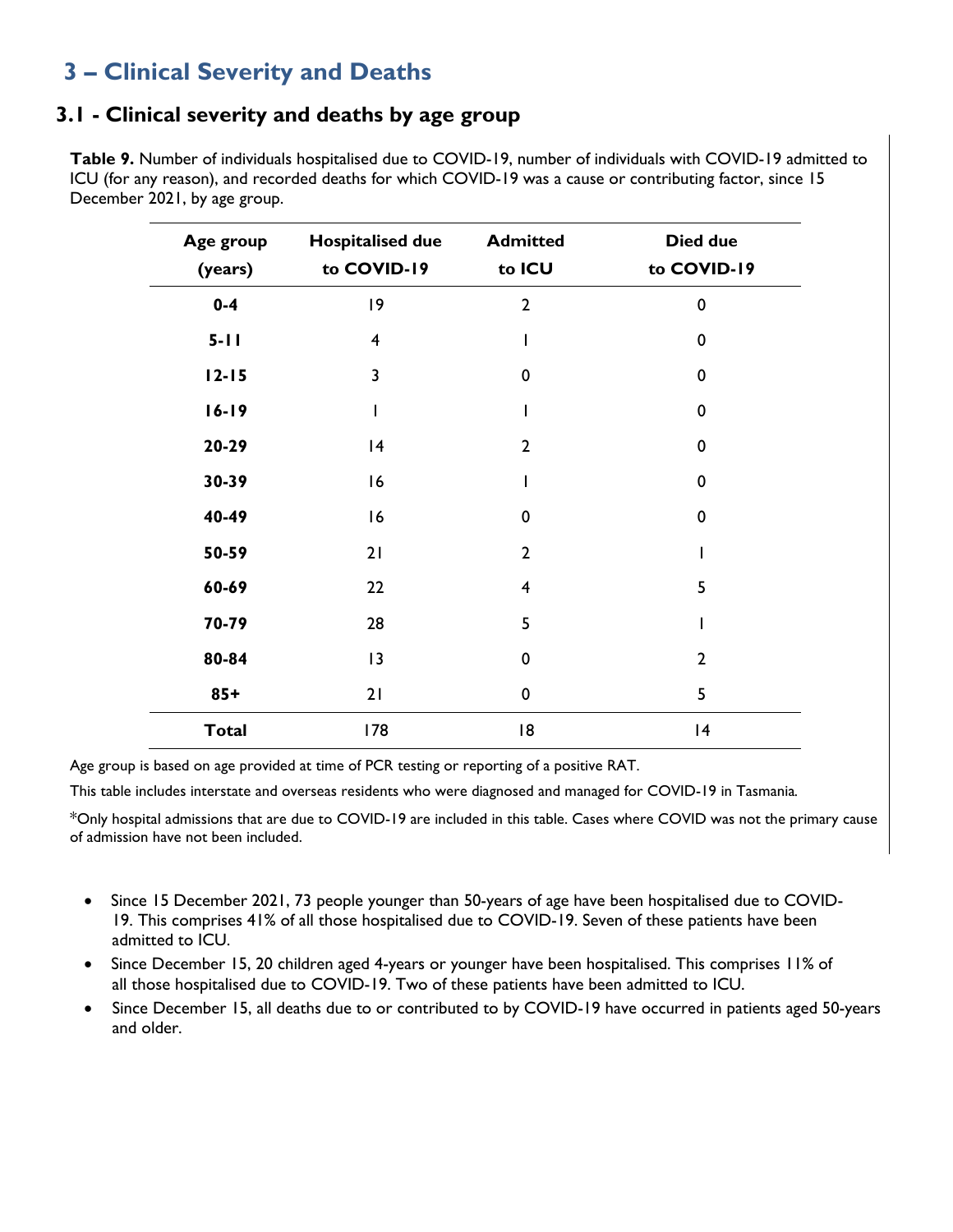## 3 – Clinical Severity and Deaths

### 3.1 - Clinical severity and deaths by age group

**Table 9.** Number of individuals hospitalised due to COVID-19, number of individuals with COVID-19 admitted to ICU (for any reason), and recorded deaths for which COVID-19 was a cause or contributing factor, since 15 December 2021, by age group.

| Age group (years) | Hospitalised due to COVID-19 | Admitted to ICU | Died due to COVID-19 |
|---|---|---|---|
| **0-4** | 19 | 2 | 0 |
| **5-11** | 4 | 1 | 0 |
| **12-15** | 3 | 0 | 0 |
| **16-19** | 1 | 1 | 0 |
| **20-29** | 14 | 2 | 0 |
| **30-39** | 16 | 1 | 0 |
| **40-49** | 16 | 0 | 0 |
| **50-59** | 21 | 2 | 1 |
| **60-69** | 22 | 4 | 5 |
| **70-79** | 28 | 5 | 1 |
| **80-84** | 13 | 0 | 2 |
| **85+** | 21 | 0 | 5 |
| **Total** | 178 | 18 | 14 |

Age group is based on age provided at time of PCR testing or reporting of a positive RAT.

This table includes interstate and overseas residents who were diagnosed and managed for COVID-19 in Tasmania.

*Only hospital admissions that are due to COVID-19 are included in this table. Cases where COVID was not the primary cause of admission have not been included.

- Since 15 December 2021, 73 people younger than 50-years of age have been hospitalised due to COVID-19. This comprises 41% of all those hospitalised due to COVID-19. Seven of these patients have been admitted to ICU.
- Since December 15, 20 children aged 4-years or younger have been hospitalised. This comprises 11% of all those hospitalised due to COVID-19. Two of these patients have been admitted to ICU.
- Since December 15, all deaths due to or contributed to by COVID-19 have occurred in patients aged 50-years and older.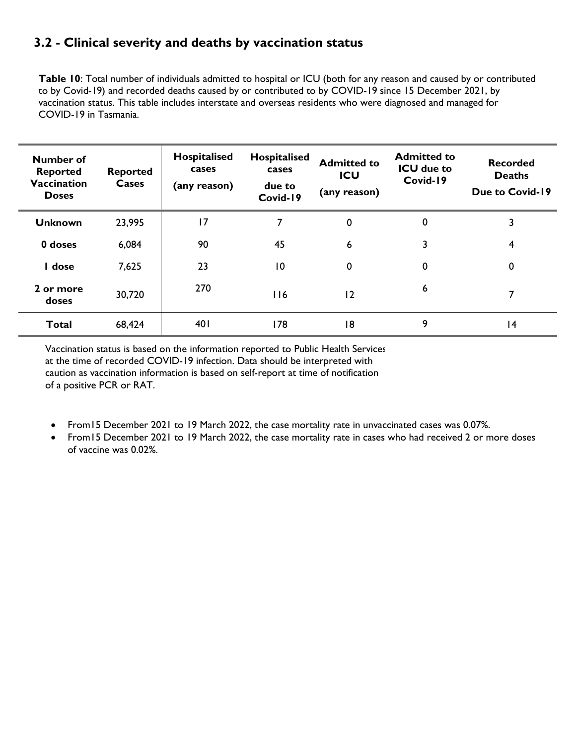## 3.2 - Clinical severity and deaths by vaccination status

**Table 10**: Total number of individuals admitted to hospital or ICU (both for any reason and caused by or contributed to by Covid-19) and recorded deaths caused by or contributed to by COVID-19 since 15 December 2021, by vaccination status. This table includes interstate and overseas residents who were diagnosed and managed for COVID-19 in Tasmania.

| Number of Reported Vaccination Doses | Reported Cases | Hospitalised cases (any reason) | Hospitalised cases due to Covid-19 | Admitted to ICU (any reason) | Admitted to ICU due to Covid-19 | Recorded Deaths Due to Covid-19 |
|---|---|---|---|---|---|---|
| **Unknown** | 23,995 | 17 | 7 | 0 | 0 | 3 |
| **0 doses** | 6,084 | 90 | 45 | 6 | 3 | 4 |
| **1 dose** | 7,625 | 23 | 10 | 0 | 0 | 0 |
| **2 or more doses** | 30,720 | 270 | 116 | 12 | 6 | 7 |
| **Total** | 68,424 | 401 | 178 | 18 | 9 | 14 |

Vaccination status is based on the information reported to Public Health Services at the time of recorded COVID-19 infection. Data should be interpreted with caution as vaccination information is based on self-report at time of notification of a positive PCR or RAT.

- From15 December 2021 to 19 March 2022, the case mortality rate in unvaccinated cases was 0.07%.
- From15 December 2021 to 19 March 2022, the case mortality rate in cases who had received 2 or more doses of vaccine was 0.02%.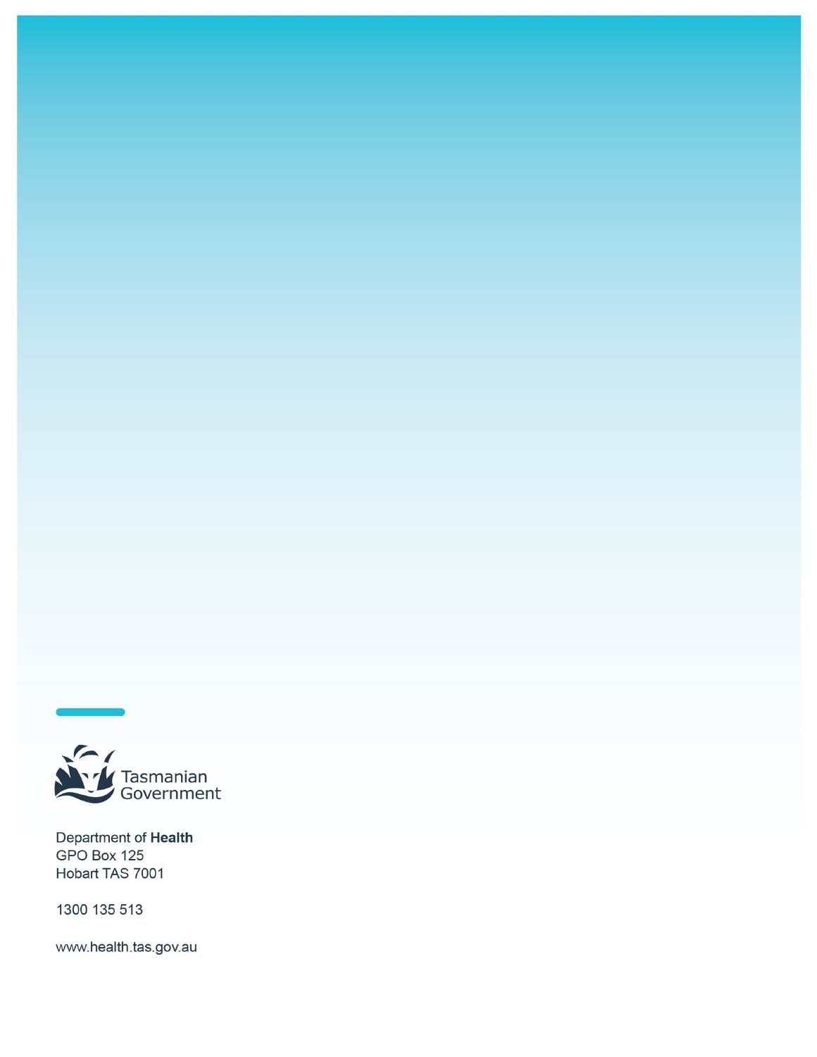Tasmanian Government

Department of **Health**
GPO Box 125
Hobart TAS 7001

1300 135 513

www.health.tas.gov.au